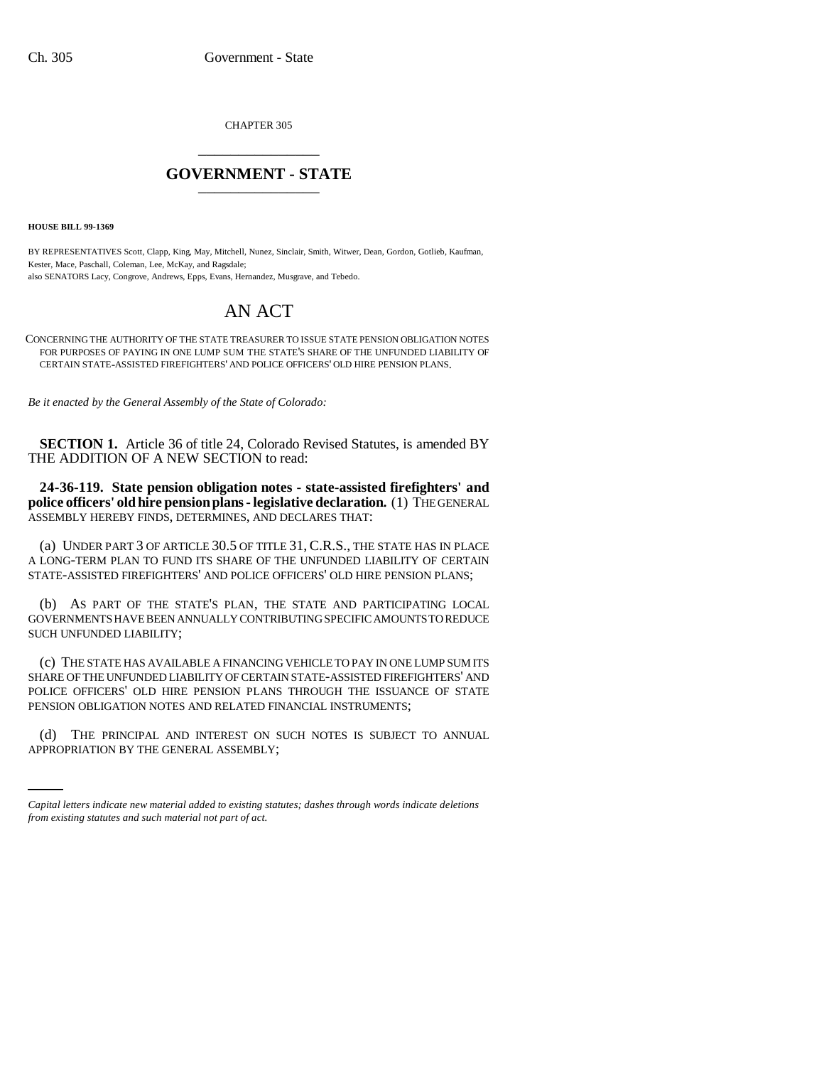CHAPTER 305

# GOVERNMENT - STATE

**HOUSE BILL 99-1369**

BY REPRESENTATIVES Scott, Clapp, King, May, Mitchell, Nunez, Sinclair, Smith, Witwer, Dean, Gordon, Gotlieb, Kaufman, Kester, Mace, Paschall, Coleman, Lee, McKay, and Ragsdale;
also SENATORS Lacy, Congrove, Andrews, Epps, Evans, Hernandez, Musgrave, and Tebedo.

# AN ACT

CONCERNING THE AUTHORITY OF THE STATE TREASURER TO ISSUE STATE PENSION OBLIGATION NOTES FOR PURPOSES OF PAYING IN ONE LUMP SUM THE STATE'S SHARE OF THE UNFUNDED LIABILITY OF CERTAIN STATE-ASSISTED FIREFIGHTERS' AND POLICE OFFICERS' OLD HIRE PENSION PLANS.

*Be it enacted by the General Assembly of the State of Colorado:*

**SECTION 1.** Article 36 of title 24, Colorado Revised Statutes, is amended BY THE ADDITION OF A NEW SECTION to read:

**24-36-119. State pension obligation notes - state-assisted firefighters' and police officers' old hire pension plans - legislative declaration.** (1) THE GENERAL ASSEMBLY HEREBY FINDS, DETERMINES, AND DECLARES THAT:

(a) UNDER PART 3 OF ARTICLE 30.5 OF TITLE 31, C.R.S., THE STATE HAS IN PLACE A LONG-TERM PLAN TO FUND ITS SHARE OF THE UNFUNDED LIABILITY OF CERTAIN STATE-ASSISTED FIREFIGHTERS' AND POLICE OFFICERS' OLD HIRE PENSION PLANS;

(b) AS PART OF THE STATE'S PLAN, THE STATE AND PARTICIPATING LOCAL GOVERNMENTS HAVE BEEN ANNUALLY CONTRIBUTING SPECIFIC AMOUNTS TO REDUCE SUCH UNFUNDED LIABILITY;

(c) THE STATE HAS AVAILABLE A FINANCING VEHICLE TO PAY IN ONE LUMP SUM ITS SHARE OF THE UNFUNDED LIABILITY OF CERTAIN STATE-ASSISTED FIREFIGHTERS' AND POLICE OFFICERS' OLD HIRE PENSION PLANS THROUGH THE ISSUANCE OF STATE PENSION OBLIGATION NOTES AND RELATED FINANCIAL INSTRUMENTS;

(d) THE PRINCIPAL AND INTEREST ON SUCH NOTES IS SUBJECT TO ANNUAL APPROPRIATION BY THE GENERAL ASSEMBLY;

*Capital letters indicate new material added to existing statutes; dashes through words indicate deletions from existing statutes and such material not part of act.*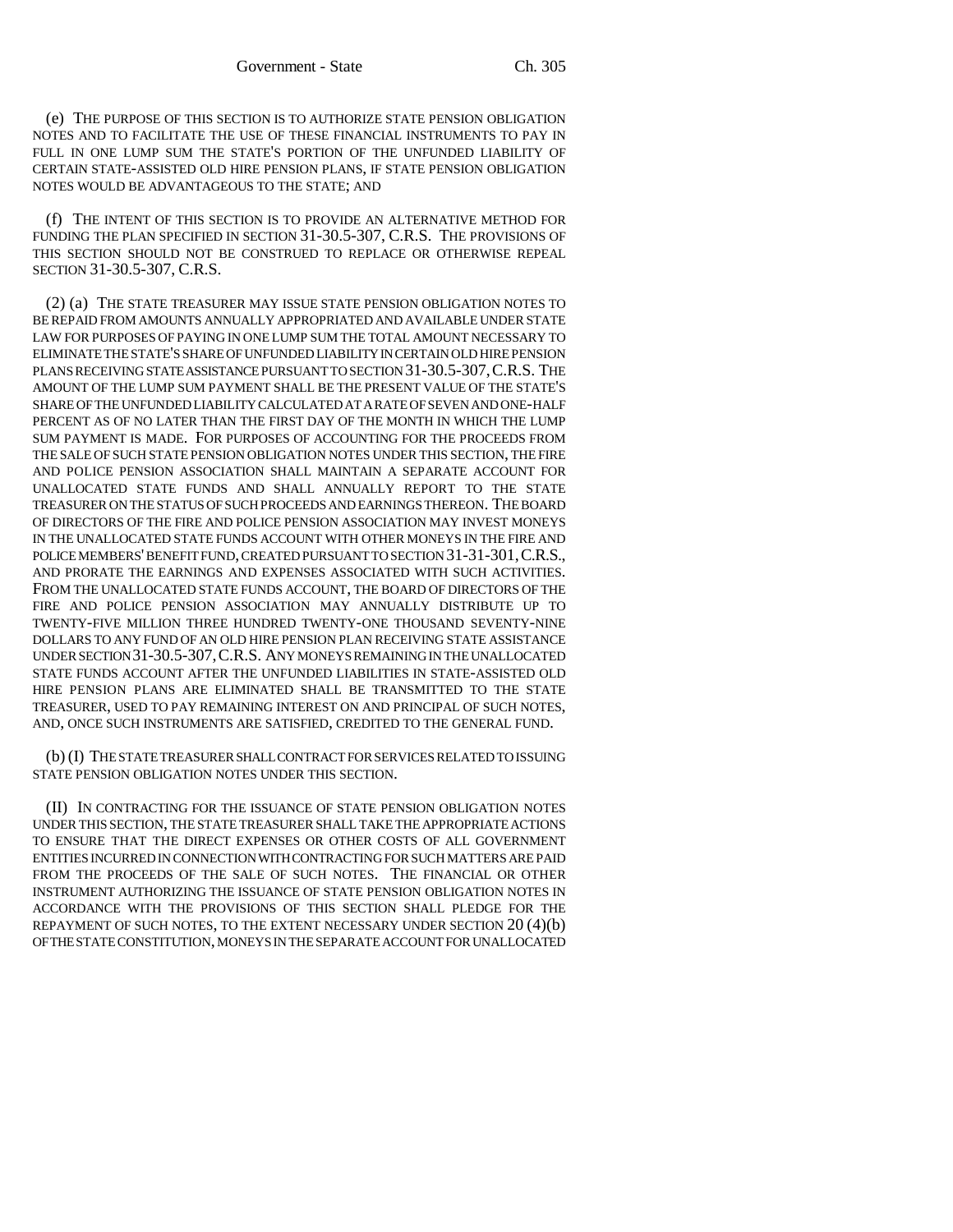(e) THE PURPOSE OF THIS SECTION IS TO AUTHORIZE STATE PENSION OBLIGATION NOTES AND TO FACILITATE THE USE OF THESE FINANCIAL INSTRUMENTS TO PAY IN FULL IN ONE LUMP SUM THE STATE'S PORTION OF THE UNFUNDED LIABILITY OF CERTAIN STATE-ASSISTED OLD HIRE PENSION PLANS, IF STATE PENSION OBLIGATION NOTES WOULD BE ADVANTAGEOUS TO THE STATE; AND

(f) THE INTENT OF THIS SECTION IS TO PROVIDE AN ALTERNATIVE METHOD FOR FUNDING THE PLAN SPECIFIED IN SECTION 31-30.5-307, C.R.S. THE PROVISIONS OF THIS SECTION SHOULD NOT BE CONSTRUED TO REPLACE OR OTHERWISE REPEAL SECTION 31-30.5-307, C.R.S.

(2) (a) THE STATE TREASURER MAY ISSUE STATE PENSION OBLIGATION NOTES TO BE REPAID FROM AMOUNTS ANNUALLY APPROPRIATED AND AVAILABLE UNDER STATE LAW FOR PURPOSES OF PAYING IN ONE LUMP SUM THE TOTAL AMOUNT NECESSARY TO ELIMINATE THE STATE'S SHARE OF UNFUNDED LIABILITY IN CERTAIN OLD HIRE PENSION PLANS RECEIVING STATE ASSISTANCE PURSUANT TO SECTION 31-30.5-307, C.R.S. THE AMOUNT OF THE LUMP SUM PAYMENT SHALL BE THE PRESENT VALUE OF THE STATE'S SHARE OF THE UNFUNDED LIABILITY CALCULATED AT A RATE OF SEVEN AND ONE-HALF PERCENT AS OF NO LATER THAN THE FIRST DAY OF THE MONTH IN WHICH THE LUMP SUM PAYMENT IS MADE. FOR PURPOSES OF ACCOUNTING FOR THE PROCEEDS FROM THE SALE OF SUCH STATE PENSION OBLIGATION NOTES UNDER THIS SECTION, THE FIRE AND POLICE PENSION ASSOCIATION SHALL MAINTAIN A SEPARATE ACCOUNT FOR UNALLOCATED STATE FUNDS AND SHALL ANNUALLY REPORT TO THE STATE TREASURER ON THE STATUS OF SUCH PROCEEDS AND EARNINGS THEREON. THE BOARD OF DIRECTORS OF THE FIRE AND POLICE PENSION ASSOCIATION MAY INVEST MONEYS IN THE UNALLOCATED STATE FUNDS ACCOUNT WITH OTHER MONEYS IN THE FIRE AND POLICE MEMBERS' BENEFIT FUND, CREATED PURSUANT TO SECTION 31-31-301, C.R.S., AND PRORATE THE EARNINGS AND EXPENSES ASSOCIATED WITH SUCH ACTIVITIES. FROM THE UNALLOCATED STATE FUNDS ACCOUNT, THE BOARD OF DIRECTORS OF THE FIRE AND POLICE PENSION ASSOCIATION MAY ANNUALLY DISTRIBUTE UP TO TWENTY-FIVE MILLION THREE HUNDRED TWENTY-ONE THOUSAND SEVENTY-NINE DOLLARS TO ANY FUND OF AN OLD HIRE PENSION PLAN RECEIVING STATE ASSISTANCE UNDER SECTION 31-30.5-307, C.R.S. ANY MONEYS REMAINING IN THE UNALLOCATED STATE FUNDS ACCOUNT AFTER THE UNFUNDED LIABILITIES IN STATE-ASSISTED OLD HIRE PENSION PLANS ARE ELIMINATED SHALL BE TRANSMITTED TO THE STATE TREASURER, USED TO PAY REMAINING INTEREST ON AND PRINCIPAL OF SUCH NOTES, AND, ONCE SUCH INSTRUMENTS ARE SATISFIED, CREDITED TO THE GENERAL FUND.

(b) (I) THE STATE TREASURER SHALL CONTRACT FOR SERVICES RELATED TO ISSUING STATE PENSION OBLIGATION NOTES UNDER THIS SECTION.

(II) IN CONTRACTING FOR THE ISSUANCE OF STATE PENSION OBLIGATION NOTES UNDER THIS SECTION, THE STATE TREASURER SHALL TAKE THE APPROPRIATE ACTIONS TO ENSURE THAT THE DIRECT EXPENSES OR OTHER COSTS OF ALL GOVERNMENT ENTITIES INCURRED IN CONNECTION WITH CONTRACTING FOR SUCH MATTERS ARE PAID FROM THE PROCEEDS OF THE SALE OF SUCH NOTES. THE FINANCIAL OR OTHER INSTRUMENT AUTHORIZING THE ISSUANCE OF STATE PENSION OBLIGATION NOTES IN ACCORDANCE WITH THE PROVISIONS OF THIS SECTION SHALL PLEDGE FOR THE REPAYMENT OF SUCH NOTES, TO THE EXTENT NECESSARY UNDER SECTION 20 (4)(b) OF THE STATE CONSTITUTION, MONEYS IN THE SEPARATE ACCOUNT FOR UNALLOCATED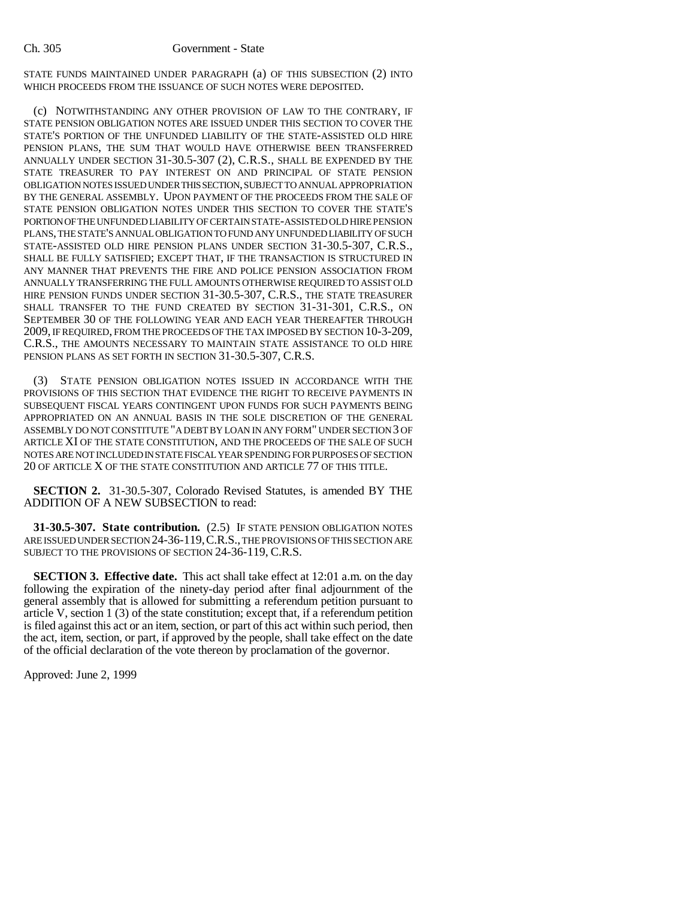STATE FUNDS MAINTAINED UNDER PARAGRAPH (a) OF THIS SUBSECTION (2) INTO WHICH PROCEEDS FROM THE ISSUANCE OF SUCH NOTES WERE DEPOSITED.

(c) NOTWITHSTANDING ANY OTHER PROVISION OF LAW TO THE CONTRARY, IF STATE PENSION OBLIGATION NOTES ARE ISSUED UNDER THIS SECTION TO COVER THE STATE'S PORTION OF THE UNFUNDED LIABILITY OF THE STATE-ASSISTED OLD HIRE PENSION PLANS, THE SUM THAT WOULD HAVE OTHERWISE BEEN TRANSFERRED ANNUALLY UNDER SECTION 31-30.5-307 (2), C.R.S., SHALL BE EXPENDED BY THE STATE TREASURER TO PAY INTEREST ON AND PRINCIPAL OF STATE PENSION OBLIGATION NOTES ISSUED UNDER THIS SECTION, SUBJECT TO ANNUAL APPROPRIATION BY THE GENERAL ASSEMBLY. UPON PAYMENT OF THE PROCEEDS FROM THE SALE OF STATE PENSION OBLIGATION NOTES UNDER THIS SECTION TO COVER THE STATE'S PORTION OF THE UNFUNDED LIABILITY OF CERTAIN STATE-ASSISTED OLD HIRE PENSION PLANS, THE STATE'S ANNUAL OBLIGATION TO FUND ANY UNFUNDED LIABILITY OF SUCH STATE-ASSISTED OLD HIRE PENSION PLANS UNDER SECTION 31-30.5-307, C.R.S., SHALL BE FULLY SATISFIED; EXCEPT THAT, IF THE TRANSACTION IS STRUCTURED IN ANY MANNER THAT PREVENTS THE FIRE AND POLICE PENSION ASSOCIATION FROM ANNUALLY TRANSFERRING THE FULL AMOUNTS OTHERWISE REQUIRED TO ASSIST OLD HIRE PENSION FUNDS UNDER SECTION 31-30.5-307, C.R.S., THE STATE TREASURER SHALL TRANSFER TO THE FUND CREATED BY SECTION 31-31-301, C.R.S., ON SEPTEMBER 30 OF THE FOLLOWING YEAR AND EACH YEAR THEREAFTER THROUGH 2009, IF REQUIRED, FROM THE PROCEEDS OF THE TAX IMPOSED BY SECTION 10-3-209, C.R.S., THE AMOUNTS NECESSARY TO MAINTAIN STATE ASSISTANCE TO OLD HIRE PENSION PLANS AS SET FORTH IN SECTION 31-30.5-307, C.R.S.

(3) STATE PENSION OBLIGATION NOTES ISSUED IN ACCORDANCE WITH THE PROVISIONS OF THIS SECTION THAT EVIDENCE THE RIGHT TO RECEIVE PAYMENTS IN SUBSEQUENT FISCAL YEARS CONTINGENT UPON FUNDS FOR SUCH PAYMENTS BEING APPROPRIATED ON AN ANNUAL BASIS IN THE SOLE DISCRETION OF THE GENERAL ASSEMBLY DO NOT CONSTITUTE "A DEBT BY LOAN IN ANY FORM" UNDER SECTION 3 OF ARTICLE XI OF THE STATE CONSTITUTION, AND THE PROCEEDS OF THE SALE OF SUCH NOTES ARE NOT INCLUDED IN STATE FISCAL YEAR SPENDING FOR PURPOSES OF SECTION 20 OF ARTICLE X OF THE STATE CONSTITUTION AND ARTICLE 77 OF THIS TITLE.

**SECTION 2.** 31-30.5-307, Colorado Revised Statutes, is amended BY THE ADDITION OF A NEW SUBSECTION to read:

**31-30.5-307. State contribution.** (2.5) IF STATE PENSION OBLIGATION NOTES ARE ISSUED UNDER SECTION 24-36-119, C.R.S., THE PROVISIONS OF THIS SECTION ARE SUBJECT TO THE PROVISIONS OF SECTION 24-36-119, C.R.S.

**SECTION 3. Effective date.** This act shall take effect at 12:01 a.m. on the day following the expiration of the ninety-day period after final adjournment of the general assembly that is allowed for submitting a referendum petition pursuant to article V, section 1 (3) of the state constitution; except that, if a referendum petition is filed against this act or an item, section, or part of this act within such period, then the act, item, section, or part, if approved by the people, shall take effect on the date of the official declaration of the vote thereon by proclamation of the governor.

Approved: June 2, 1999